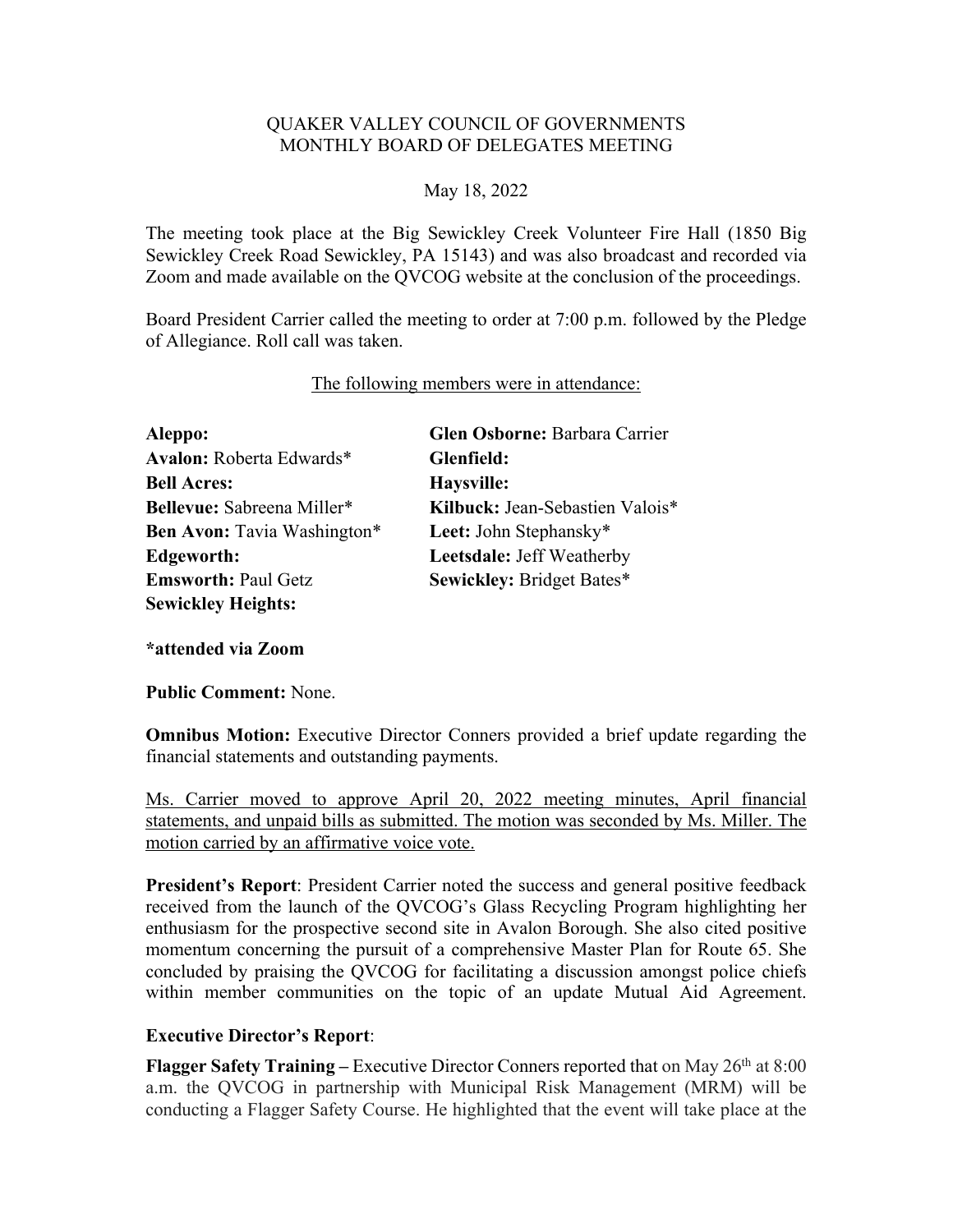QUAKER VALLEY COUNCIL OF GOVERNMENTS
MONTHLY BOARD OF DELEGATES MEETING

May 18, 2022

The meeting took place at the Big Sewickley Creek Volunteer Fire Hall (1850 Big Sewickley Creek Road Sewickley, PA 15143) and was also broadcast and recorded via Zoom and made available on the QVCOG website at the conclusion of the proceedings.

Board President Carrier called the meeting to order at 7:00 p.m. followed by the Pledge of Allegiance. Roll call was taken.

<u>The following members were in attendance:</u>

**Aleppo:**
**Avalon:** Roberta Edwards*
**Bell Acres:**
**Bellevue:** Sabreena Miller*
**Ben Avon:** Tavia Washington*
**Edgeworth:**
**Emsworth:** Paul Getz
**Sewickley Heights:**
**Glen Osborne:** Barbara Carrier
**Glenfield:**
**Haysville:**
**Kilbuck:** Jean-Sebastien Valois*
**Leet:** John Stephansky*
**Leetsdale:** Jeff Weatherby
**Sewickley:** Bridget Bates*

***attended via Zoom**

**Public Comment:** None.

**Omnibus Motion:** Executive Director Conners provided a brief update regarding the financial statements and outstanding payments.

<u>Ms. Carrier moved to approve April 20, 2022 meeting minutes, April financial statements, and unpaid bills as submitted. The motion was seconded by Ms. Miller. The motion carried by an affirmative voice vote.</u>

**President's Report**: President Carrier noted the success and general positive feedback received from the launch of the QVCOG's Glass Recycling Program highlighting her enthusiasm for the prospective second site in Avalon Borough. She also cited positive momentum concerning the pursuit of a comprehensive Master Plan for Route 65. She concluded by praising the QVCOG for facilitating a discussion amongst police chiefs within member communities on the topic of an update Mutual Aid Agreement.

**Executive Director's Report**:

**Flagger Safety Training –** Executive Director Conners reported that on May 26th at 8:00 a.m. the QVCOG in partnership with Municipal Risk Management (MRM) will be conducting a Flagger Safety Course. He highlighted that the event will take place at the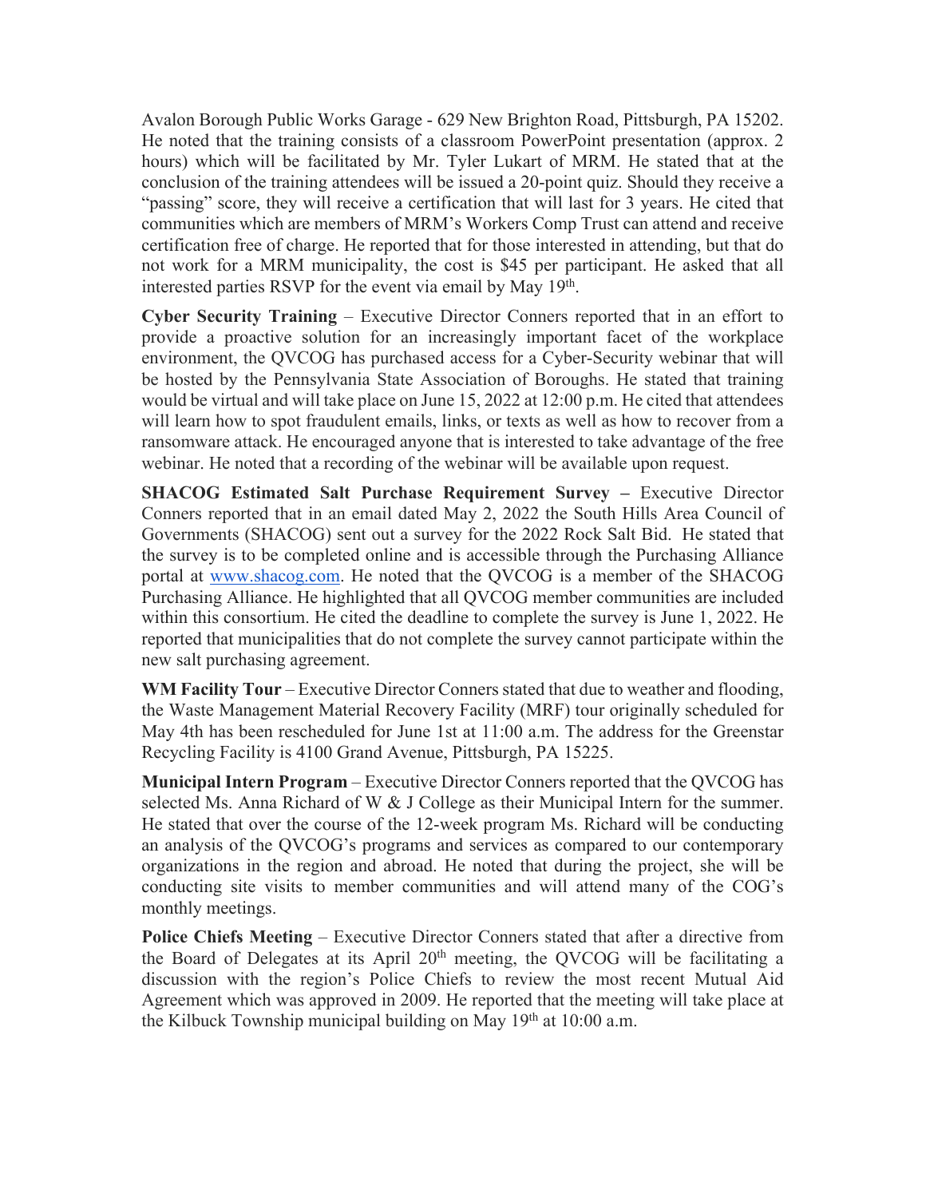Avalon Borough Public Works Garage - 629 New Brighton Road, Pittsburgh, PA 15202. He noted that the training consists of a classroom PowerPoint presentation (approx. 2 hours) which will be facilitated by Mr. Tyler Lukart of MRM. He stated that at the conclusion of the training attendees will be issued a 20-point quiz. Should they receive a "passing" score, they will receive a certification that will last for 3 years. He cited that communities which are members of MRM's Workers Comp Trust can attend and receive certification free of charge. He reported that for those interested in attending, but that do not work for a MRM municipality, the cost is $45 per participant. He asked that all interested parties RSVP for the event via email by May 19th.

**Cyber Security Training** – Executive Director Conners reported that in an effort to provide a proactive solution for an increasingly important facet of the workplace environment, the QVCOG has purchased access for a Cyber-Security webinar that will be hosted by the Pennsylvania State Association of Boroughs. He stated that training would be virtual and will take place on June 15, 2022 at 12:00 p.m. He cited that attendees will learn how to spot fraudulent emails, links, or texts as well as how to recover from a ransomware attack. He encouraged anyone that is interested to take advantage of the free webinar. He noted that a recording of the webinar will be available upon request.

**SHACOG Estimated Salt Purchase Requirement Survey –** Executive Director Conners reported that in an email dated May 2, 2022 the South Hills Area Council of Governments (SHACOG) sent out a survey for the 2022 Rock Salt Bid. He stated that the survey is to be completed online and is accessible through the Purchasing Alliance portal at www.shacog.com. He noted that the QVCOG is a member of the SHACOG Purchasing Alliance. He highlighted that all QVCOG member communities are included within this consortium. He cited the deadline to complete the survey is June 1, 2022. He reported that municipalities that do not complete the survey cannot participate within the new salt purchasing agreement.

**WM Facility Tour** – Executive Director Conners stated that due to weather and flooding, the Waste Management Material Recovery Facility (MRF) tour originally scheduled for May 4th has been rescheduled for June 1st at 11:00 a.m. The address for the Greenstar Recycling Facility is 4100 Grand Avenue, Pittsburgh, PA 15225.

**Municipal Intern Program** – Executive Director Conners reported that the QVCOG has selected Ms. Anna Richard of W & J College as their Municipal Intern for the summer. He stated that over the course of the 12-week program Ms. Richard will be conducting an analysis of the QVCOG's programs and services as compared to our contemporary organizations in the region and abroad. He noted that during the project, she will be conducting site visits to member communities and will attend many of the COG's monthly meetings.

**Police Chiefs Meeting** – Executive Director Conners stated that after a directive from the Board of Delegates at its April 20th meeting, the QVCOG will be facilitating a discussion with the region's Police Chiefs to review the most recent Mutual Aid Agreement which was approved in 2009. He reported that the meeting will take place at the Kilbuck Township municipal building on May 19th at 10:00 a.m.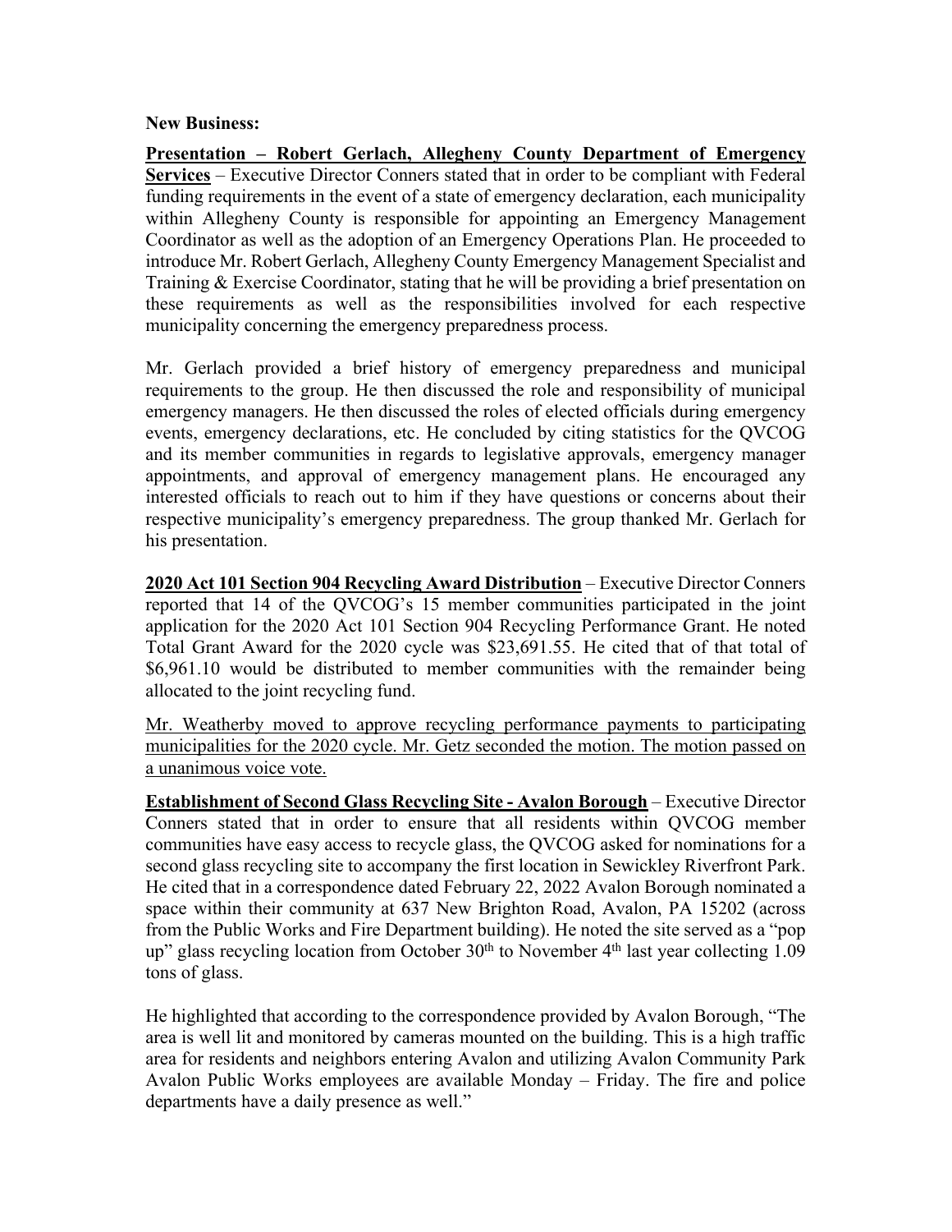**New Business:**

**Presentation – Robert Gerlach, Allegheny County Department of Emergency Services** – Executive Director Conners stated that in order to be compliant with Federal funding requirements in the event of a state of emergency declaration, each municipality within Allegheny County is responsible for appointing an Emergency Management Coordinator as well as the adoption of an Emergency Operations Plan. He proceeded to introduce Mr. Robert Gerlach, Allegheny County Emergency Management Specialist and Training & Exercise Coordinator, stating that he will be providing a brief presentation on these requirements as well as the responsibilities involved for each respective municipality concerning the emergency preparedness process.

Mr. Gerlach provided a brief history of emergency preparedness and municipal requirements to the group. He then discussed the role and responsibility of municipal emergency managers. He then discussed the roles of elected officials during emergency events, emergency declarations, etc. He concluded by citing statistics for the QVCOG and its member communities in regards to legislative approvals, emergency manager appointments, and approval of emergency management plans. He encouraged any interested officials to reach out to him if they have questions or concerns about their respective municipality's emergency preparedness. The group thanked Mr. Gerlach for his presentation.

**2020 Act 101 Section 904 Recycling Award Distribution** – Executive Director Conners reported that 14 of the QVCOG's 15 member communities participated in the joint application for the 2020 Act 101 Section 904 Recycling Performance Grant. He noted Total Grant Award for the 2020 cycle was $23,691.55. He cited that of that total of $6,961.10 would be distributed to member communities with the remainder being allocated to the joint recycling fund.

Mr. Weatherby moved to approve recycling performance payments to participating municipalities for the 2020 cycle. Mr. Getz seconded the motion. The motion passed on a unanimous voice vote.

**Establishment of Second Glass Recycling Site - Avalon Borough** – Executive Director Conners stated that in order to ensure that all residents within QVCOG member communities have easy access to recycle glass, the QVCOG asked for nominations for a second glass recycling site to accompany the first location in Sewickley Riverfront Park. He cited that in a correspondence dated February 22, 2022 Avalon Borough nominated a space within their community at 637 New Brighton Road, Avalon, PA 15202 (across from the Public Works and Fire Department building). He noted the site served as a "pop up" glass recycling location from October 30th to November 4th last year collecting 1.09 tons of glass.

He highlighted that according to the correspondence provided by Avalon Borough, "The area is well lit and monitored by cameras mounted on the building. This is a high traffic area for residents and neighbors entering Avalon and utilizing Avalon Community Park Avalon Public Works employees are available Monday – Friday. The fire and police departments have a daily presence as well."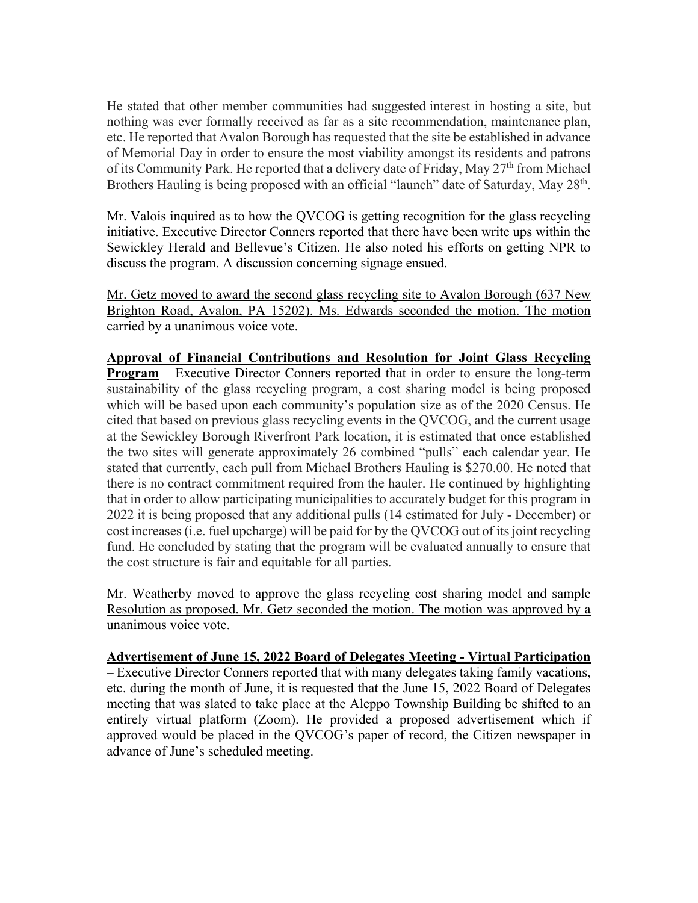He stated that other member communities had suggested interest in hosting a site, but nothing was ever formally received as far as a site recommendation, maintenance plan, etc. He reported that Avalon Borough has requested that the site be established in advance of Memorial Day in order to ensure the most viability amongst its residents and patrons of its Community Park. He reported that a delivery date of Friday, May 27th from Michael Brothers Hauling is being proposed with an official "launch" date of Saturday, May 28th.

Mr. Valois inquired as to how the QVCOG is getting recognition for the glass recycling initiative. Executive Director Conners reported that there have been write ups within the Sewickley Herald and Bellevue's Citizen. He also noted his efforts on getting NPR to discuss the program. A discussion concerning signage ensued.

<u>Mr. Getz moved to award the second glass recycling site to Avalon Borough (637 New Brighton Road, Avalon, PA 15202). Ms. Edwards seconded the motion. The motion carried by a unanimous voice vote.</u>

**<u>Approval of Financial Contributions and Resolution for Joint Glass Recycling Program</u>** – Executive Director Conners reported that in order to ensure the long-term sustainability of the glass recycling program, a cost sharing model is being proposed which will be based upon each community's population size as of the 2020 Census. He cited that based on previous glass recycling events in the QVCOG, and the current usage at the Sewickley Borough Riverfront Park location, it is estimated that once established the two sites will generate approximately 26 combined "pulls" each calendar year. He stated that currently, each pull from Michael Brothers Hauling is $270.00. He noted that there is no contract commitment required from the hauler. He continued by highlighting that in order to allow participating municipalities to accurately budget for this program in 2022 it is being proposed that any additional pulls (14 estimated for July - December) or cost increases (i.e. fuel upcharge) will be paid for by the QVCOG out of its joint recycling fund. He concluded by stating that the program will be evaluated annually to ensure that the cost structure is fair and equitable for all parties.

<u>Mr. Weatherby moved to approve the glass recycling cost sharing model and sample Resolution as proposed. Mr. Getz seconded the motion. The motion was approved by a unanimous voice vote.</u>

**<u>Advertisement of June 15, 2022 Board of Delegates Meeting - Virtual Participation</u>** – Executive Director Conners reported that with many delegates taking family vacations, etc. during the month of June, it is requested that the June 15, 2022 Board of Delegates meeting that was slated to take place at the Aleppo Township Building be shifted to an entirely virtual platform (Zoom). He provided a proposed advertisement which if approved would be placed in the QVCOG's paper of record, the Citizen newspaper in advance of June's scheduled meeting.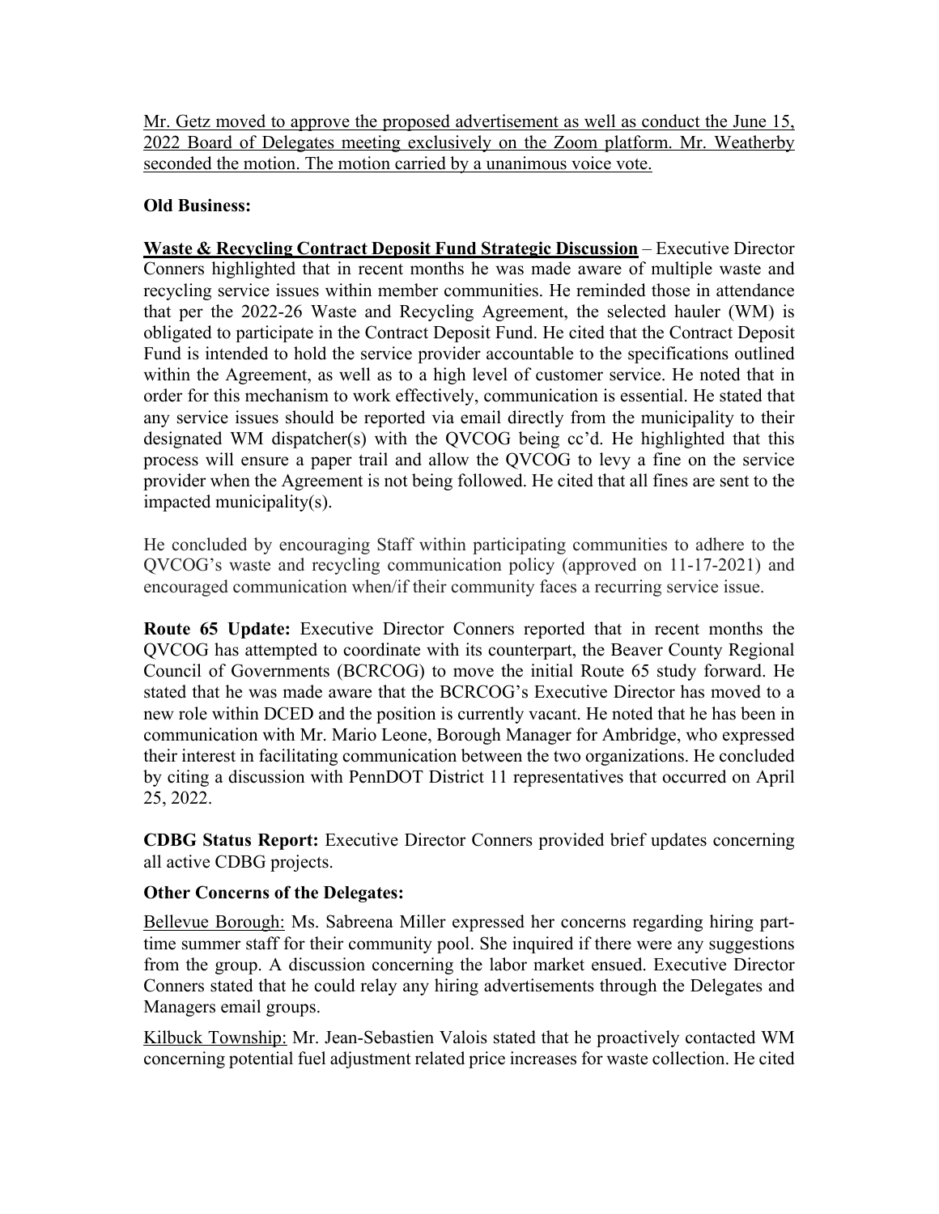<u>Mr. Getz moved to approve the proposed advertisement as well as conduct the June 15, 2022 Board of Delegates meeting exclusively on the Zoom platform. Mr. Weatherby seconded the motion. The motion carried by a unanimous voice vote.</u>

**Old Business:**

**<u>Waste & Recycling Contract Deposit Fund Strategic Discussion</u>** – Executive Director Conners highlighted that in recent months he was made aware of multiple waste and recycling service issues within member communities. He reminded those in attendance that per the 2022-26 Waste and Recycling Agreement, the selected hauler (WM) is obligated to participate in the Contract Deposit Fund. He cited that the Contract Deposit Fund is intended to hold the service provider accountable to the specifications outlined within the Agreement, as well as to a high level of customer service. He noted that in order for this mechanism to work effectively, communication is essential. He stated that any service issues should be reported via email directly from the municipality to their designated WM dispatcher(s) with the QVCOG being cc'd. He highlighted that this process will ensure a paper trail and allow the QVCOG to levy a fine on the service provider when the Agreement is not being followed. He cited that all fines are sent to the impacted municipality(s).

He concluded by encouraging Staff within participating communities to adhere to the QVCOG's waste and recycling communication policy (approved on 11-17-2021) and encouraged communication when/if their community faces a recurring service issue.

**Route 65 Update:** Executive Director Conners reported that in recent months the QVCOG has attempted to coordinate with its counterpart, the Beaver County Regional Council of Governments (BCRCOG) to move the initial Route 65 study forward. He stated that he was made aware that the BCRCOG's Executive Director has moved to a new role within DCED and the position is currently vacant. He noted that he has been in communication with Mr. Mario Leone, Borough Manager for Ambridge, who expressed their interest in facilitating communication between the two organizations. He concluded by citing a discussion with PennDOT District 11 representatives that occurred on April 25, 2022.

**CDBG Status Report:** Executive Director Conners provided brief updates concerning all active CDBG projects.

**Other Concerns of the Delegates:**

<u>Bellevue Borough:</u> Ms. Sabreena Miller expressed her concerns regarding hiring part-time summer staff for their community pool. She inquired if there were any suggestions from the group. A discussion concerning the labor market ensued. Executive Director Conners stated that he could relay any hiring advertisements through the Delegates and Managers email groups.

<u>Kilbuck Township:</u> Mr. Jean-Sebastien Valois stated that he proactively contacted WM concerning potential fuel adjustment related price increases for waste collection. He cited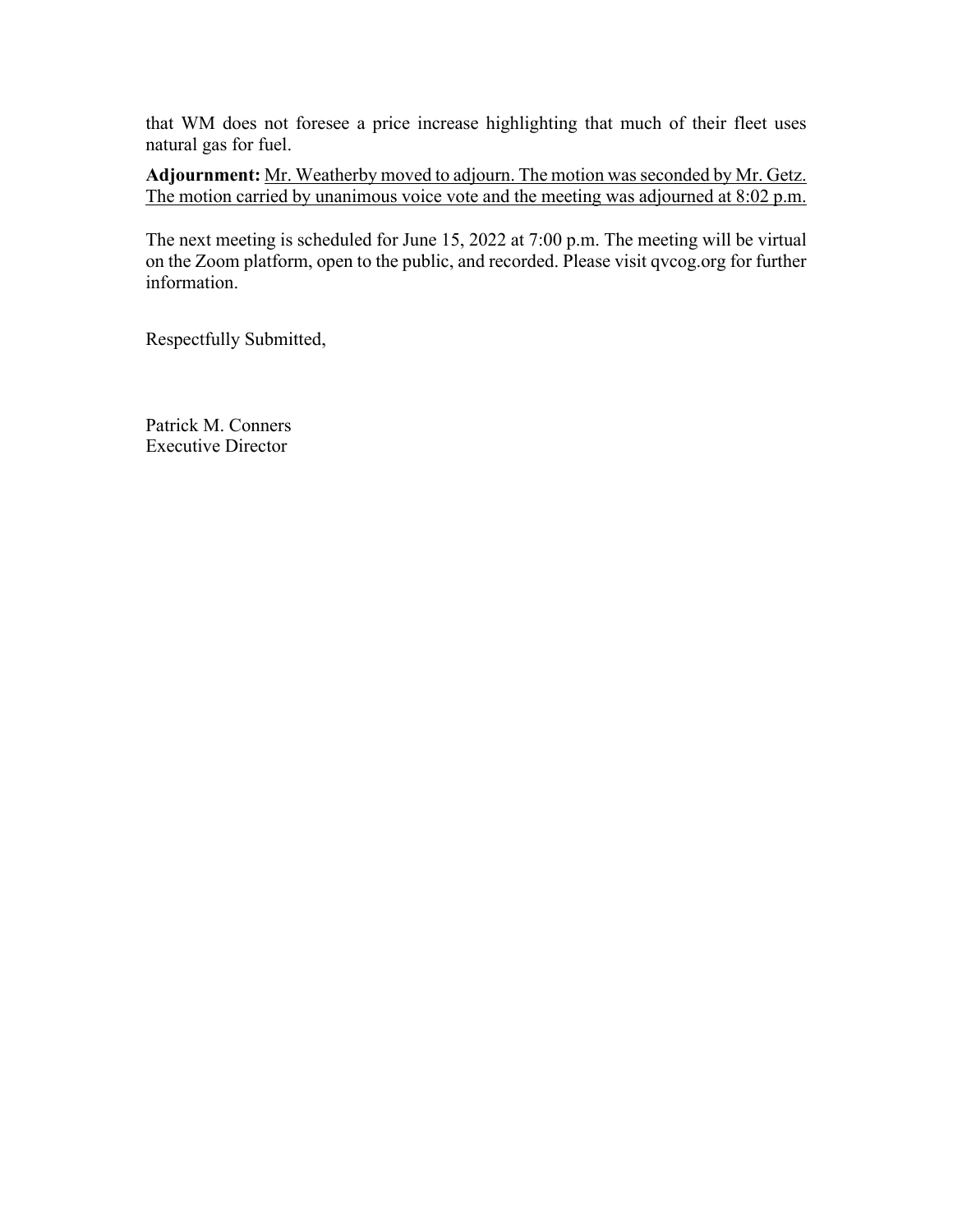that WM does not foresee a price increase highlighting that much of their fleet uses natural gas for fuel.

**Adjournment:** <u>Mr. Weatherby moved to adjourn. The motion was seconded by Mr. Getz. The motion carried by unanimous voice vote and the meeting was adjourned at 8:02 p.m.</u>

The next meeting is scheduled for June 15, 2022 at 7:00 p.m. The meeting will be virtual on the Zoom platform, open to the public, and recorded. Please visit qvcog.org for further information.

Respectfully Submitted,

Patrick M. Conners
Executive Director